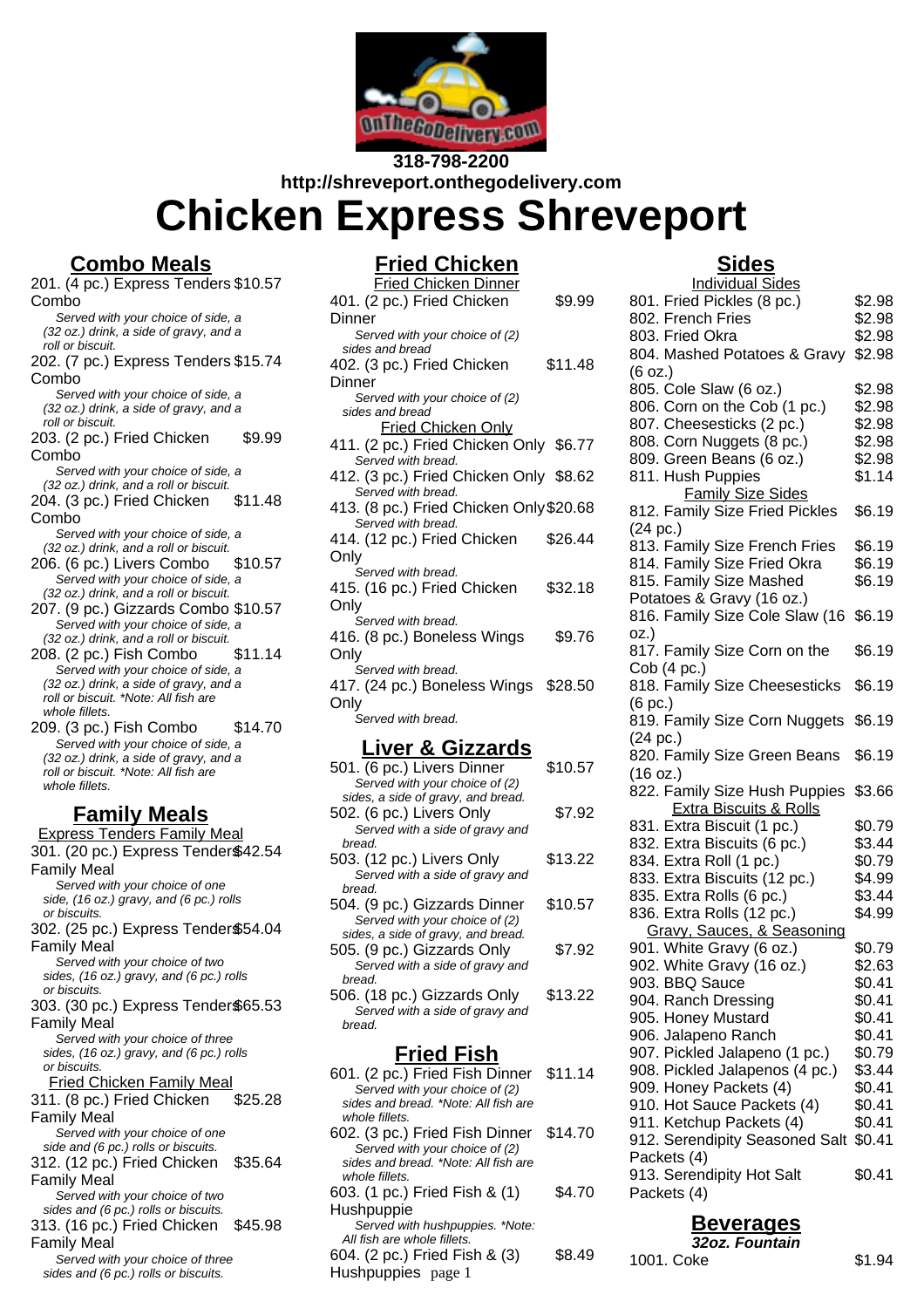318-798-2200

http://shreveport.onthegodelivery.com

# Chicken Express Shreveport

## Combo Meals

201. (4 pc.) Express Tenders Combo — $10.57
*Served with your choice of side, a (32 oz.) drink, a side of gravy, and a roll or biscuit.*

202. (7 pc.) Express Tenders Combo — $15.74
*Served with your choice of side, a (32 oz.) drink, a side of gravy, and a roll or biscuit.*

203. (2 pc.) Fried Chicken Combo — $9.99
*Served with your choice of side, a (32 oz.) drink, and a roll or biscuit.*

204. (3 pc.) Fried Chicken Combo — $11.48
*Served with your choice of side, a (32 oz.) drink, and a roll or biscuit.*

206. (6 pc.) Livers Combo — $10.57
*Served with your choice of side, a (32 oz.) drink, and a roll or biscuit.*

207. (9 pc.) Gizzards Combo — $10.57
*Served with your choice of side, a (32 oz.) drink, and a roll or biscuit.*

208. (2 pc.) Fish Combo — $11.14
*Served with your choice of side, a (32 oz.) drink, a side of gravy, and a roll or biscuit. \*Note: All fish are whole fillets.*

209. (3 pc.) Fish Combo — $14.70
*Served with your choice of side, a (32 oz.) drink, a side of gravy, and a roll or biscuit. \*Note: All fish are whole fillets.*

## Family Meals

### Express Tenders Family Meal

301. (20 pc.) Express Tenders Family Meal — $42.54
*Served with your choice of one side, (16 oz.) gravy, and (6 pc.) rolls or biscuits.*

302. (25 pc.) Express Tenders Family Meal — $54.04
*Served with your choice of two sides, (16 oz.) gravy, and (6 pc.) rolls or biscuits.*

303. (30 pc.) Express Tenders Family Meal — $65.53
*Served with your choice of three sides, (16 oz.) gravy, and (6 pc.) rolls or biscuits.*

### Fried Chicken Family Meal

311. (8 pc.) Fried Chicken Family Meal — $25.28
*Served with your choice of one side and (6 pc.) rolls or biscuits.*

312. (12 pc.) Fried Chicken Family Meal — $35.64
*Served with your choice of two sides and (6 pc.) rolls or biscuits.*

313. (16 pc.) Fried Chicken Family Meal — $45.98
*Served with your choice of three sides and (6 pc.) rolls or biscuits.*

## Fried Chicken

### Fried Chicken Dinner

401. (2 pc.) Fried Chicken Dinner — $9.99
*Served with your choice of (2) sides and bread*

402. (3 pc.) Fried Chicken Dinner — $11.48
*Served with your choice of (2) sides and bread*

### Fried Chicken Only

411. (2 pc.) Fried Chicken Only — $6.77
*Served with bread.*

412. (3 pc.) Fried Chicken Only — $8.62
*Served with bread.*

413. (8 pc.) Fried Chicken Only — $20.68
*Served with bread.*

414. (12 pc.) Fried Chicken Only — $26.44
*Served with bread.*

415. (16 pc.) Fried Chicken Only — $32.18
*Served with bread.*

416. (8 pc.) Boneless Wings Only — $9.76
*Served with bread.*

417. (24 pc.) Boneless Wings Only — $28.50
*Served with bread.*

## Liver & Gizzards

501. (6 pc.) Livers Dinner — $10.57
*Served with your choice of (2) sides, a side of gravy, and bread.*

502. (6 pc.) Livers Only — $7.92
*Served with a side of gravy and bread.*

503. (12 pc.) Livers Only — $13.22
*Served with a side of gravy and bread.*

504. (9 pc.) Gizzards Dinner — $10.57
*Served with your choice of (2) sides, a side of gravy, and bread.*

505. (9 pc.) Gizzards Only — $7.92
*Served with a side of gravy and bread.*

506. (18 pc.) Gizzards Only — $13.22
*Served with a side of gravy and bread.*

## Fried Fish

601. (2 pc.) Fried Fish Dinner — $11.14
*Served with your choice of (2) sides and bread. \*Note: All fish are whole fillets.*

602. (3 pc.) Fried Fish Dinner — $14.70
*Served with your choice of (2) sides and bread. \*Note: All fish are whole fillets.*

603. (1 pc.) Fried Fish & (1) Hushpuppie — $4.70
*Served with hushpuppies. \*Note: All fish are whole fillets.*

604. (2 pc.) Fried Fish & (3) Hushpuppies — $8.49

## Sides

### Individual Sides

| | |
|---|---|
| 801. Fried Pickles (8 pc.) | $2.98 |
| 802. French Fries | $2.98 |
| 803. Fried Okra | $2.98 |
| 804. Mashed Potatoes & Gravy (6 oz.) | $2.98 |
| 805. Cole Slaw (6 oz.) | $2.98 |
| 806. Corn on the Cob (1 pc.) | $2.98 |
| 807. Cheesesticks (2 pc.) | $2.98 |
| 808. Corn Nuggets (8 pc.) | $2.98 |
| 809. Green Beans (6 oz.) | $2.98 |
| 811. Hush Puppies | $1.14 |

### Family Size Sides

| | |
|---|---|
| 812. Family Size Fried Pickles (24 pc.) | $6.19 |
| 813. Family Size French Fries | $6.19 |
| 814. Family Size Fried Okra | $6.19 |
| 815. Family Size Mashed Potatoes & Gravy (16 oz.) | $6.19 |
| 816. Family Size Cole Slaw (16 oz.) | $6.19 |
| 817. Family Size Corn on the Cob (4 pc.) | $6.19 |
| 818. Family Size Cheesesticks (6 pc.) | $6.19 |
| 819. Family Size Corn Nuggets (24 pc.) | $6.19 |
| 820. Family Size Green Beans (16 oz.) | $6.19 |
| 822. Family Size Hush Puppies | $3.66 |

### Extra Biscuits & Rolls

| | |
|---|---|
| 831. Extra Biscuit (1 pc.) | $0.79 |
| 832. Extra Biscuits (6 pc.) | $3.44 |
| 834. Extra Roll (1 pc.) | $0.79 |
| 833. Extra Biscuits (12 pc.) | $4.99 |
| 835. Extra Rolls (6 pc.) | $3.44 |
| 836. Extra Rolls (12 pc.) | $4.99 |

### Gravy, Sauces, & Seasoning

| | |
|---|---|
| 901. White Gravy (6 oz.) | $0.79 |
| 902. White Gravy (16 oz.) | $2.63 |
| 903. BBQ Sauce | $0.41 |
| 904. Ranch Dressing | $0.41 |
| 905. Honey Mustard | $0.41 |
| 906. Jalapeno Ranch | $0.41 |
| 907. Pickled Jalapeno (1 pc.) | $0.79 |
| 908. Pickled Jalapenos (4 pc.) | $3.44 |
| 909. Honey Packets (4) | $0.41 |
| 910. Hot Sauce Packets (4) | $0.41 |
| 911. Ketchup Packets (4) | $0.41 |
| 912. Serendipity Seasoned Salt Packets (4) | $0.41 |
| 913. Serendipity Hot Salt Packets (4) | $0.41 |

## Beverages

**32oz. Fountain**

| | |
|---|---|
| 1001. Coke | $1.94 |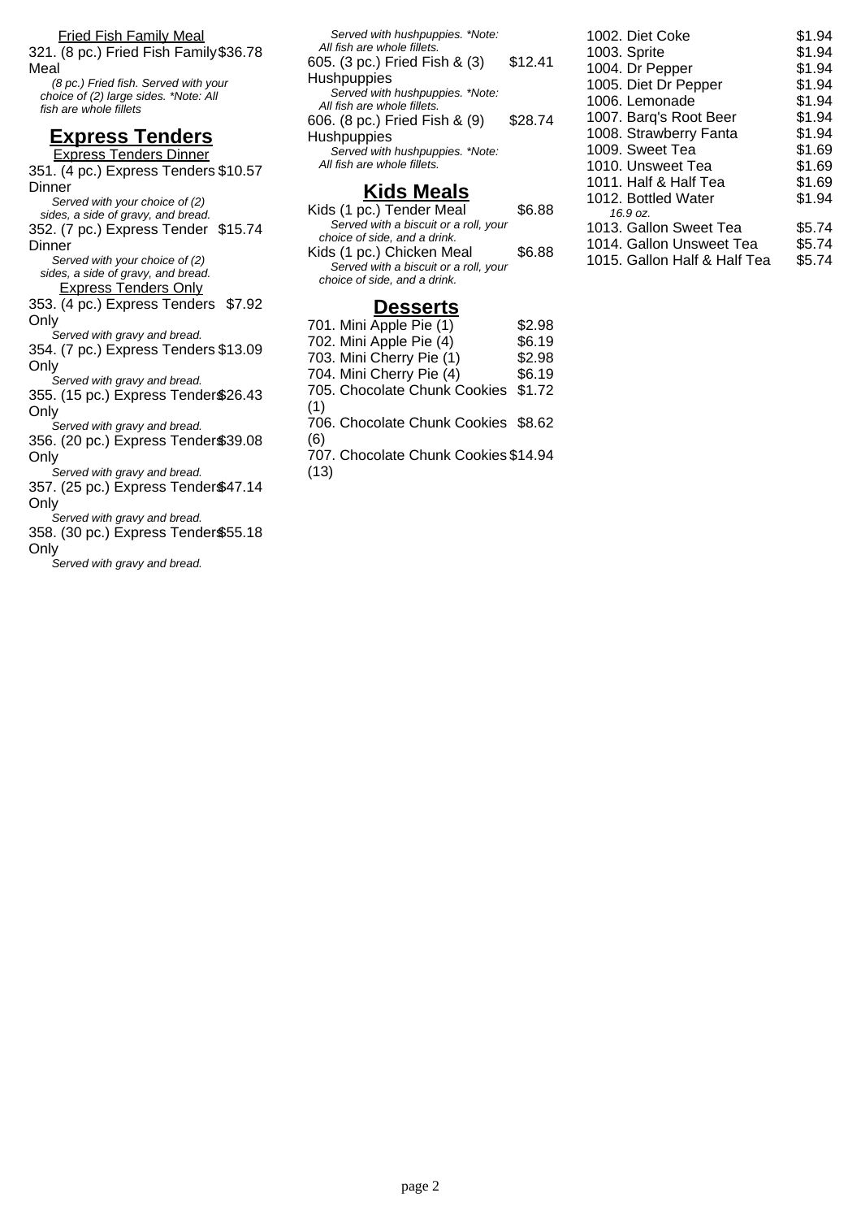Fried Fish Family Meal

321. (8 pc.) Fried Fish Family Meal $36.78

*(8 pc.) Fried fish. Served with your choice of (2) large sides. *Note: All fish are whole fillets*

## Express Tenders

Express Tenders Dinner

351. (4 pc.) Express Tenders Dinner $10.57

*Served with your choice of (2) sides, a side of gravy, and bread.*

352. (7 pc.) Express Tender Dinner $15.74

*Served with your choice of (2) sides, a side of gravy, and bread.*

Express Tenders Only

353. (4 pc.) Express Tenders Only $7.92

*Served with gravy and bread.*

354. (7 pc.) Express Tenders Only $13.09

*Served with gravy and bread.*

355. (15 pc.) Express Tenders Only $26.43

*Served with gravy and bread.*

356. (20 pc.) Express Tenders Only $39.08

*Served with gravy and bread.*

357. (25 pc.) Express Tenders Only $47.14

*Served with gravy and bread.*

358. (30 pc.) Express Tenders Only $55.18

*Served with gravy and bread.*

*Served with hushpuppies. *Note: All fish are whole fillets.*

605. (3 pc.) Fried Fish & (3) Hushpuppies $12.41

*Served with hushpuppies. *Note: All fish are whole fillets.*

606. (8 pc.) Fried Fish & (9) Hushpuppies $28.74

*Served with hushpuppies. *Note: All fish are whole fillets.*

## Kids Meals

Kids (1 pc.) Tender Meal $6.88

*Served with a biscuit or a roll, your choice of side, and a drink.*

Kids (1 pc.) Chicken Meal $6.88

*Served with a biscuit or a roll, your choice of side, and a drink.*

## Desserts

701. Mini Apple Pie (1) $2.98

702. Mini Apple Pie (4) $6.19

703. Mini Cherry Pie (1) $2.98

704. Mini Cherry Pie (4) $6.19

705. Chocolate Chunk Cookies (1) $1.72

706. Chocolate Chunk Cookies (6) $8.62

707. Chocolate Chunk Cookies (13) $14.94

1002. Diet Coke $1.94

1003. Sprite $1.94

1004. Dr Pepper $1.94

1005. Diet Dr Pepper $1.94

1006. Lemonade $1.94

1007. Barq's Root Beer $1.94

1008. Strawberry Fanta $1.94

1009. Sweet Tea $1.69

1010. Unsweet Tea $1.69

1011. Half & Half Tea $1.69

1012. Bottled Water $1.94

*16.9 oz.*

1013. Gallon Sweet Tea $5.74

1014. Gallon Unsweet Tea $5.74

1015. Gallon Half & Half Tea $5.74